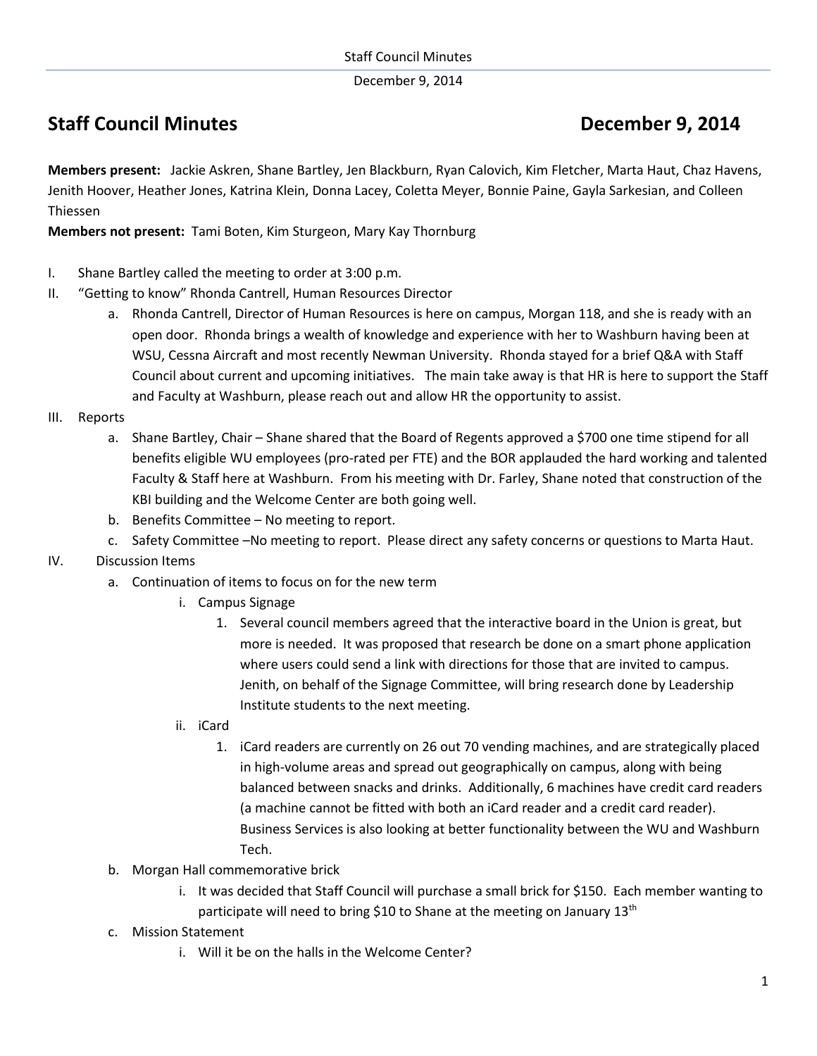# Staff Council Minutes December 9, 2014

**Members present:** Jackie Askren, Shane Bartley, Jen Blackburn, Ryan Calovich, Kim Fletcher, Marta Haut, Chaz Havens, Jenith Hoover, Heather Jones, Katrina Klein, Donna Lacey, Coletta Meyer, Bonnie Paine, Gayla Sarkesian, and Colleen Thiessen

**Members not present:** Tami Boten, Kim Sturgeon, Mary Kay Thornburg

I. Shane Bartley called the meeting to order at 3:00 p.m.

II. "Getting to know" Rhonda Cantrell, Human Resources Director

   a. Rhonda Cantrell, Director of Human Resources is here on campus, Morgan 118, and she is ready with an open door. Rhonda brings a wealth of knowledge and experience with her to Washburn having been at WSU, Cessna Aircraft and most recently Newman University. Rhonda stayed for a brief Q&A with Staff Council about current and upcoming initiatives. The main take away is that HR is here to support the Staff and Faculty at Washburn, please reach out and allow HR the opportunity to assist.

III. Reports

   a. Shane Bartley, Chair – Shane shared that the Board of Regents approved a $700 one time stipend for all benefits eligible WU employees (pro-rated per FTE) and the BOR applauded the hard working and talented Faculty & Staff here at Washburn. From his meeting with Dr. Farley, Shane noted that construction of the KBI building and the Welcome Center are both going well.

   b. Benefits Committee – No meeting to report.

   c. Safety Committee –No meeting to report. Please direct any safety concerns or questions to Marta Haut.

IV. Discussion Items

   a. Continuation of items to focus on for the new term

      i. Campus Signage

         1. Several council members agreed that the interactive board in the Union is great, but more is needed. It was proposed that research be done on a smart phone application where users could send a link with directions for those that are invited to campus. Jenith, on behalf of the Signage Committee, will bring research done by Leadership Institute students to the next meeting.

      ii. iCard

         1. iCard readers are currently on 26 out 70 vending machines, and are strategically placed in high-volume areas and spread out geographically on campus, along with being balanced between snacks and drinks. Additionally, 6 machines have credit card readers (a machine cannot be fitted with both an iCard reader and a credit card reader). Business Services is also looking at better functionality between the WU and Washburn Tech.

   b. Morgan Hall commemorative brick

      i. It was decided that Staff Council will purchase a small brick for $150. Each member wanting to participate will need to bring $10 to Shane at the meeting on January 13th

   c. Mission Statement

      i. Will it be on the halls in the Welcome Center?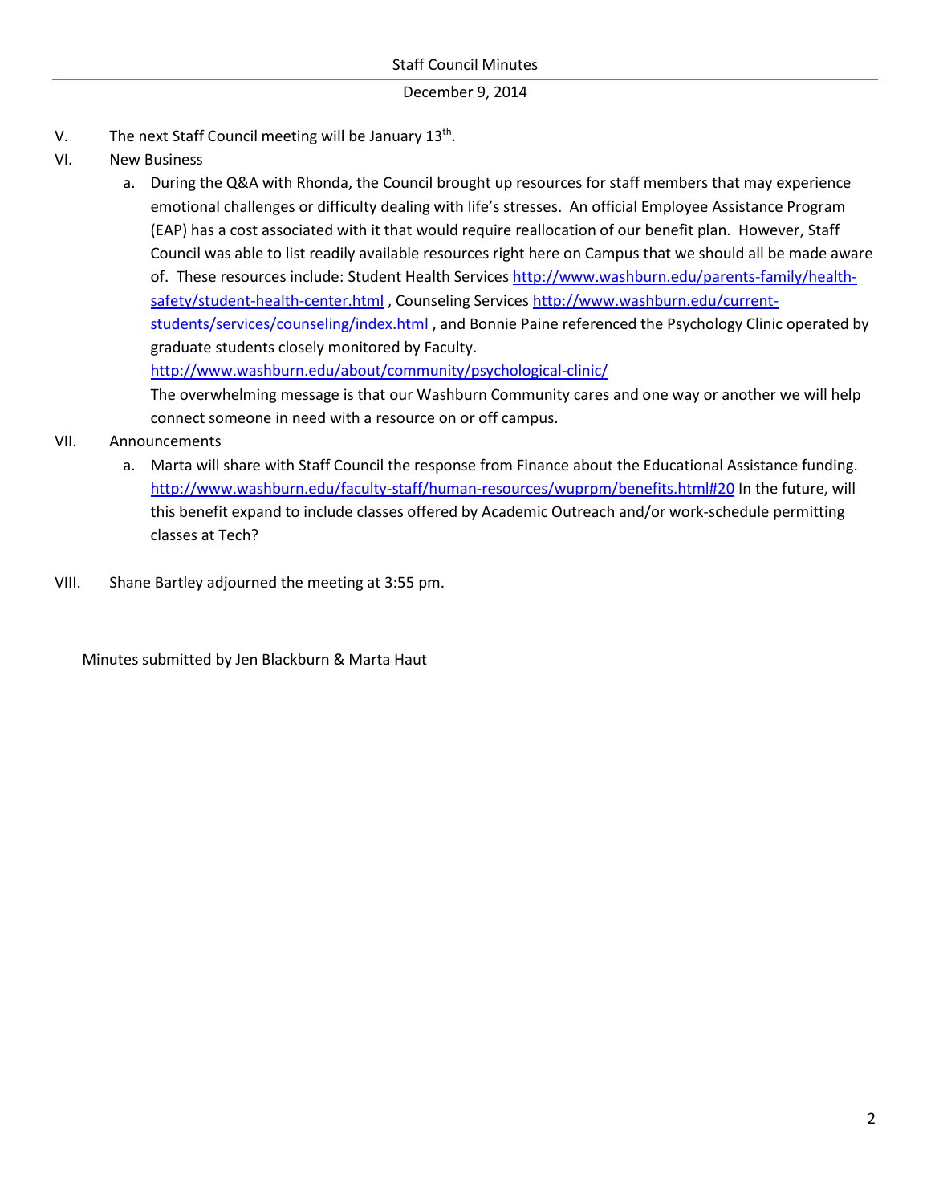V. The next Staff Council meeting will be January 13th.

VI. New Business

a. During the Q&A with Rhonda, the Council brought up resources for staff members that may experience emotional challenges or difficulty dealing with life's stresses. An official Employee Assistance Program (EAP) has a cost associated with it that would require reallocation of our benefit plan. However, Staff Council was able to list readily available resources right here on Campus that we should all be made aware of. These resources include: Student Health Services http://www.washburn.edu/parents-family/health-safety/student-health-center.html , Counseling Services http://www.washburn.edu/current-students/services/counseling/index.html , and Bonnie Paine referenced the Psychology Clinic operated by graduate students closely monitored by Faculty. http://www.washburn.edu/about/community/psychological-clinic/

The overwhelming message is that our Washburn Community cares and one way or another we will help connect someone in need with a resource on or off campus.

VII. Announcements

a. Marta will share with Staff Council the response from Finance about the Educational Assistance funding. http://www.washburn.edu/faculty-staff/human-resources/wuprpm/benefits.html#20 In the future, will this benefit expand to include classes offered by Academic Outreach and/or work-schedule permitting classes at Tech?

VIII. Shane Bartley adjourned the meeting at 3:55 pm.

Minutes submitted by Jen Blackburn & Marta Haut